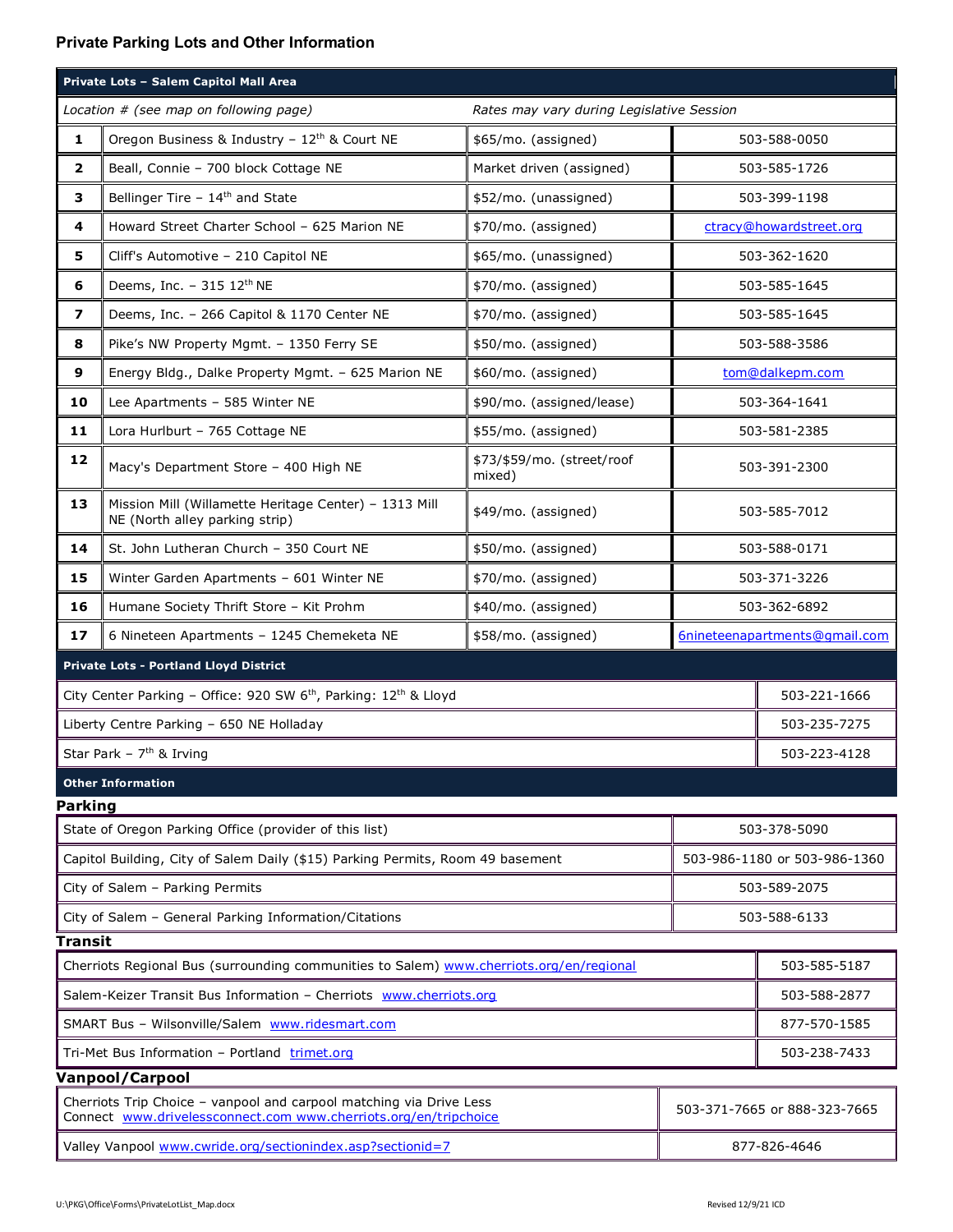## Private Parking Lots and Other Information

| Private Lots – Salem Capitol Mall Area | | | |
|---|---|---|---|
| *Location # (see map on following page)* | | *Rates may vary during Legislative Session* | |
| **1** | Oregon Business & Industry – 12th & Court NE | $65/mo. (assigned) | 503-588-0050 |
| **2** | Beall, Connie – 700 block Cottage NE | Market driven (assigned) | 503-585-1726 |
| **3** | Bellinger Tire – 14th and State | $52/mo. (unassigned) | 503-399-1198 |
| **4** | Howard Street Charter School – 625 Marion NE | $70/mo. (assigned) | ctracy@howardstreet.org |
| **5** | Cliff's Automotive – 210 Capitol NE | $65/mo. (unassigned) | 503-362-1620 |
| **6** | Deems, Inc. – 315 12th NE | $70/mo. (assigned) | 503-585-1645 |
| **7** | Deems, Inc. – 266 Capitol & 1170 Center NE | $70/mo. (assigned) | 503-585-1645 |
| **8** | Pike's NW Property Mgmt. – 1350 Ferry SE | $50/mo. (assigned) | 503-588-3586 |
| **9** | Energy Bldg., Dalke Property Mgmt. – 625 Marion NE | $60/mo. (assigned) | tom@dalkepm.com |
| **10** | Lee Apartments – 585 Winter NE | $90/mo. (assigned/lease) | 503-364-1641 |
| **11** | Lora Hurlburt – 765 Cottage NE | $55/mo. (assigned) | 503-581-2385 |
| **12** | Macy's Department Store – 400 High NE | $73/$59/mo. (street/roof mixed) | 503-391-2300 |
| **13** | Mission Mill (Willamette Heritage Center) – 1313 Mill NE (North alley parking strip) | $49/mo. (assigned) | 503-585-7012 |
| **14** | St. John Lutheran Church – 350 Court NE | $50/mo. (assigned) | 503-588-0171 |
| **15** | Winter Garden Apartments – 601 Winter NE | $70/mo. (assigned) | 503-371-3226 |
| **16** | Humane Society Thrift Store – Kit Prohm | $40/mo. (assigned) | 503-362-6892 |
| **17** | 6 Nineteen Apartments – 1245 Chemeketa NE | $58/mo. (assigned) | 6nineteenapartments@gmail.com |

| Private Lots - Portland Lloyd District | |
|---|---|
| City Center Parking – Office: 920 SW 6th, Parking: 12th & Lloyd | 503-221-1666 |
| Liberty Centre Parking – 650 NE Holladay | 503-235-7275 |
| Star Park – 7th & Irving | 503-223-4128 |

### Other Information

**Parking**

| | |
|---|---|
| State of Oregon Parking Office (provider of this list) | 503-378-5090 |
| Capitol Building, City of Salem Daily ($15) Parking Permits, Room 49 basement | 503-986-1180 or 503-986-1360 |
| City of Salem – Parking Permits | 503-589-2075 |
| City of Salem – General Parking Information/Citations | 503-588-6133 |

**Transit**

| | |
|---|---|
| Cherriots Regional Bus (surrounding communities to Salem) www.cherriots.org/en/regional | 503-585-5187 |
| Salem-Keizer Transit Bus Information – Cherriots www.cherriots.org | 503-588-2877 |
| SMART Bus – Wilsonville/Salem www.ridesmart.com | 877-570-1585 |
| Tri-Met Bus Information – Portland trimet.org | 503-238-7433 |

**Vanpool/Carpool**

| | |
|---|---|
| Cherriots Trip Choice – vanpool and carpool matching via Drive Less Connect www.drivelessconnect.com www.cherriots.org/en/tripchoice | 503-371-7665 or 888-323-7665 |
| Valley Vanpool www.cwride.org/sectionindex.asp?sectionid=7 | 877-826-4646 |

U:\PKG\Office\Forms\PrivateLotList_Map.docx

Revised 12/9/21 ICD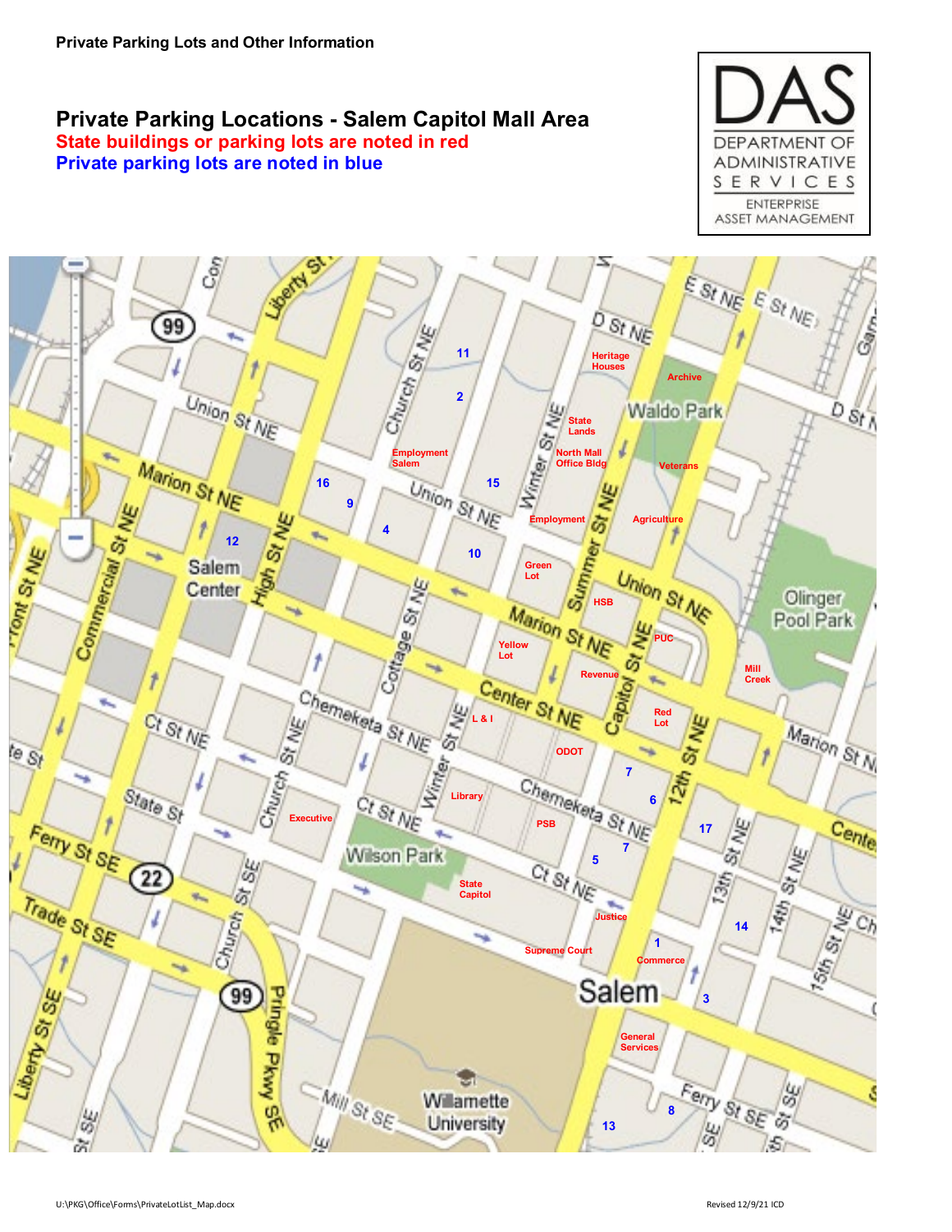**Private Parking Lots and Other Information**

## Private Parking Locations - Salem Capitol Mall Area

**State buildings or parking lots are noted in red**

**Private parking lots are noted in blue**

DAS
DEPARTMENT OF ADMINISTRATIVE SERVICES
ENTERPRISE ASSET MANAGEMENT

11
2
16
15
9
4
12
10
Heritage Houses
Archive
State Lands
Employment Salem
North Mall Office Bldg
Veterans
Employment
Agriculture
Green Lot
HSB
PUC
Yellow Lot
Revenue
Mill Creek
L & I
Red Lot
ODOT
7
6
Library
PSB
17
Executive
7
5
State Capitol
Justice
14
1
Supreme Court
Commerce
3
General Services
8
13
Salem
Wilson Park
Waldo Park
Olinger Pool Park
Willamette University
Salem Center
Liberty St
Union St NE
Marion St NE
Church St NE
Winter St NE
Summer St NE
Capitol St NE
12th St NE
13th St NE
14th St NE
15th St NE
Cottage St NE
High St NE
Commercial St NE
Front St NE
Center St NE
Chemeketa St NE
Ct St NE
State St
Ferry St SE
Trade St SE
Church St SE
Pringle Pkwy SE
Mill St SE
Liberty St SE
D St NE
E St NE
99
22

U:\PKG\Office\Forms\PrivateLotList_Map.docx

Revised 12/9/21 ICD